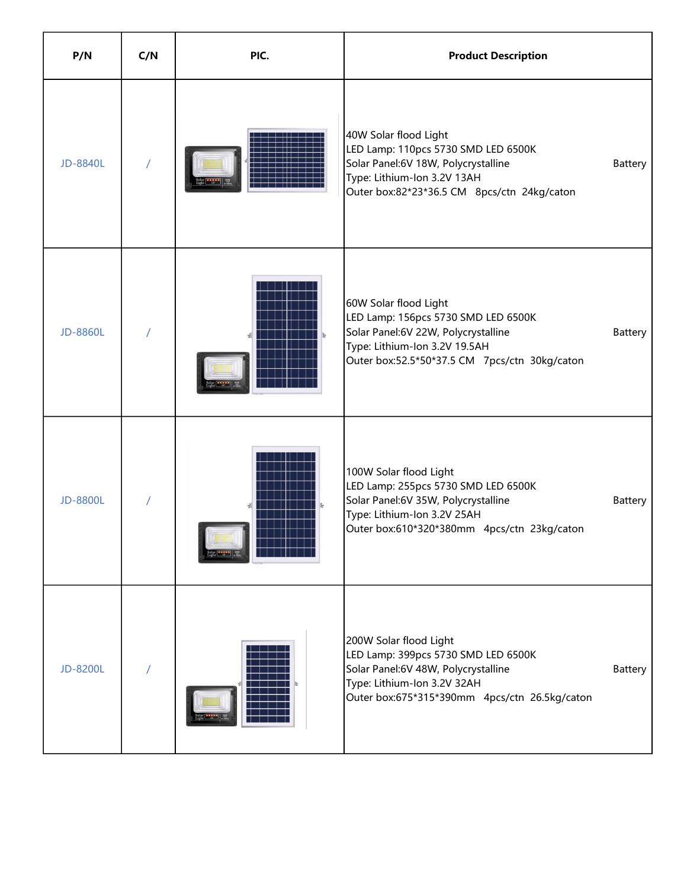| P/N | C/N | PIC. | Product Description |
|---|---|---|---|
| JD-8840L | / | | 40W Solar flood Light<br>LED Lamp: 110pcs 5730 SMD LED 6500K<br>Solar Panel:6V 18W, Polycrystalline Battery<br>Type: Lithium-Ion 3.2V 13AH<br>Outer box:82*23*36.5 CM 8pcs/ctn 24kg/caton |
| JD-8860L | / | | 60W Solar flood Light<br>LED Lamp: 156pcs 5730 SMD LED 6500K<br>Solar Panel:6V 22W, Polycrystalline Battery<br>Type: Lithium-Ion 3.2V 19.5AH<br>Outer box:52.5*50*37.5 CM 7pcs/ctn 30kg/caton |
| JD-8800L | / | | 100W Solar flood Light<br>LED Lamp: 255pcs 5730 SMD LED 6500K<br>Solar Panel:6V 35W, Polycrystalline Battery<br>Type: Lithium-Ion 3.2V 25AH<br>Outer box:610*320*380mm 4pcs/ctn 23kg/caton |
| JD-8200L | / | | 200W Solar flood Light<br>LED Lamp: 399pcs 5730 SMD LED 6500K<br>Solar Panel:6V 48W, Polycrystalline Battery<br>Type: Lithium-Ion 3.2V 32AH<br>Outer box:675*315*390mm 4pcs/ctn 26.5kg/caton |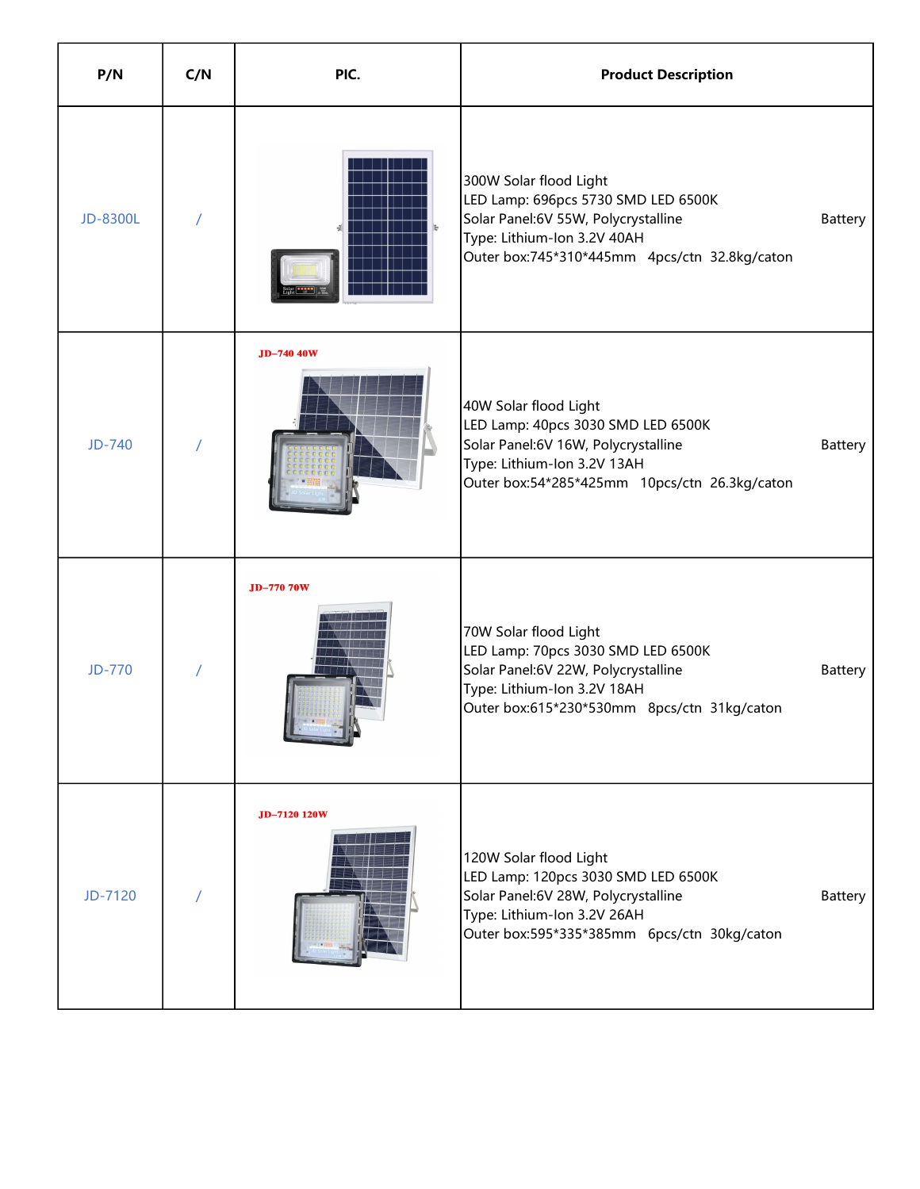| P/N | C/N | PIC. | Product Description | |
|---|---|---|---|---|
| JD-8300L | / | | 300W Solar flood Light<br>LED Lamp: 696pcs 5730 SMD LED 6500K<br>Solar Panel:6V 55W, Polycrystalline<br>Type: Lithium-Ion 3.2V 40AH<br>Outer box:745*310*445mm 4pcs/ctn 32.8kg/caton | Battery |
| JD-740 | / | JD-740 40W | 40W Solar flood Light<br>LED Lamp: 40pcs 3030 SMD LED 6500K<br>Solar Panel:6V 16W, Polycrystalline<br>Type: Lithium-Ion 3.2V 13AH<br>Outer box:54*285*425mm 10pcs/ctn 26.3kg/caton | Battery |
| JD-770 | / | JD-770 70W | 70W Solar flood Light<br>LED Lamp: 70pcs 3030 SMD LED 6500K<br>Solar Panel:6V 22W, Polycrystalline<br>Type: Lithium-Ion 3.2V 18AH<br>Outer box:615*230*530mm 8pcs/ctn 31kg/caton | Battery |
| JD-7120 | / | JD-7120 120W | 120W Solar flood Light<br>LED Lamp: 120pcs 3030 SMD LED 6500K<br>Solar Panel:6V 28W, Polycrystalline<br>Type: Lithium-Ion 3.2V 26AH<br>Outer box:595*335*385mm 6pcs/ctn 30kg/caton | Battery |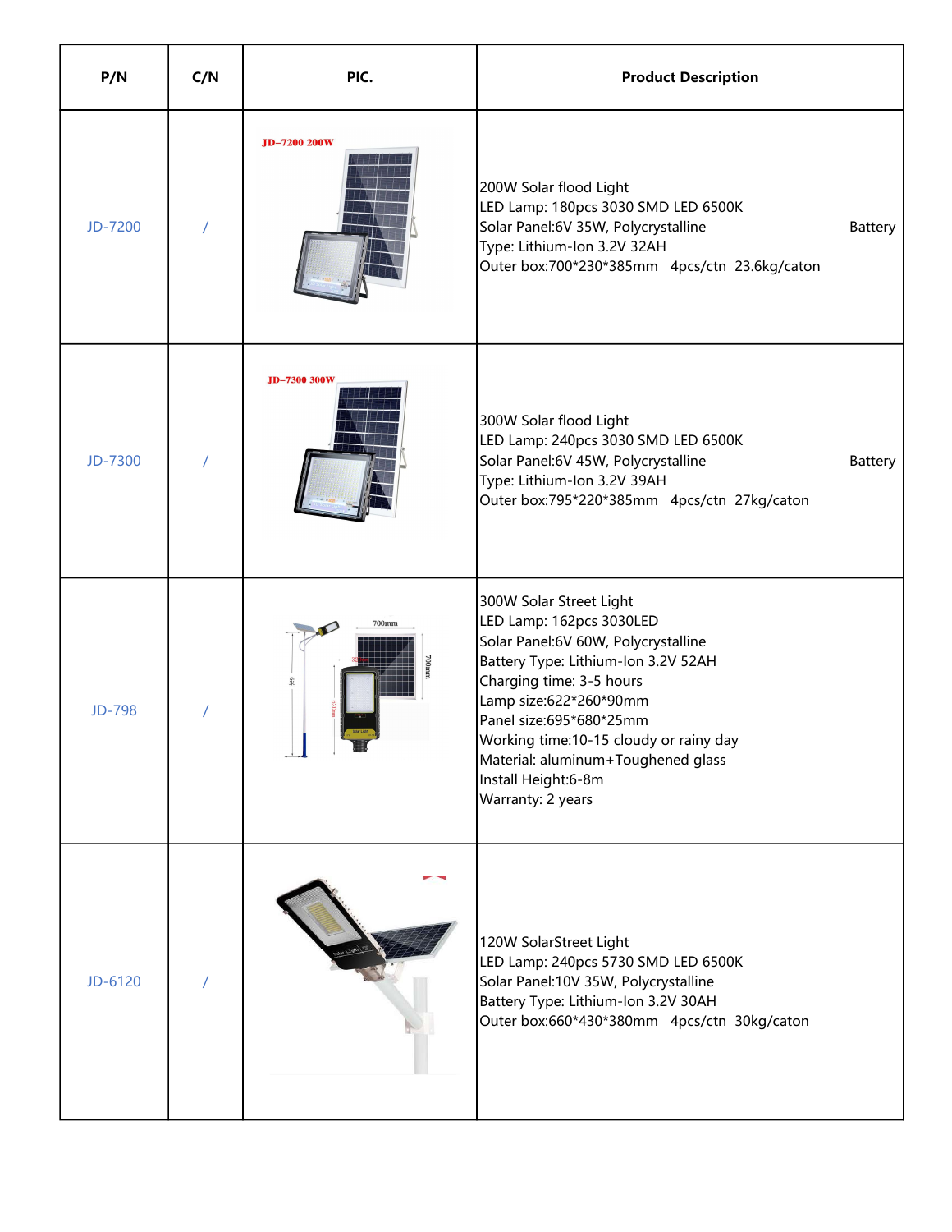| P/N | C/N | PIC. | Product Description |
| --- | --- | --- | --- |
| JD-7200 | / | JD–7200 200W | 200W Solar flood Light<br>LED Lamp: 180pcs 3030 SMD LED 6500K<br>Solar Panel:6V 35W, Polycrystalline Battery Type: Lithium-Ion 3.2V 32AH<br>Outer box:700*230*385mm 4pcs/ctn 23.6kg/caton |
| JD-7300 | / | JD–7300 300W | 300W Solar flood Light<br>LED Lamp: 240pcs 3030 SMD LED 6500K<br>Solar Panel:6V 45W, Polycrystalline Battery Type: Lithium-Ion 3.2V 39AH<br>Outer box:795*220*385mm 4pcs/ctn 27kg/caton |
| JD-798 | / | 700mm 700mm 320mm 620mm | 300W Solar Street Light<br>LED Lamp: 162pcs 3030LED<br>Solar Panel:6V 60W, Polycrystalline<br>Battery Type: Lithium-Ion 3.2V 52AH<br>Charging time: 3-5 hours<br>Lamp size:622*260*90mm<br>Panel size:695*680*25mm<br>Working time:10-15 cloudy or rainy day<br>Material: aluminum+Toughened glass<br>Install Height:6-8m<br>Warranty: 2 years |
| JD-6120 | / | | 120W SolarStreet Light<br>LED Lamp: 240pcs 5730 SMD LED 6500K<br>Solar Panel:10V 35W, Polycrystalline<br>Battery Type: Lithium-Ion 3.2V 30AH<br>Outer box:660*430*380mm 4pcs/ctn 30kg/caton |